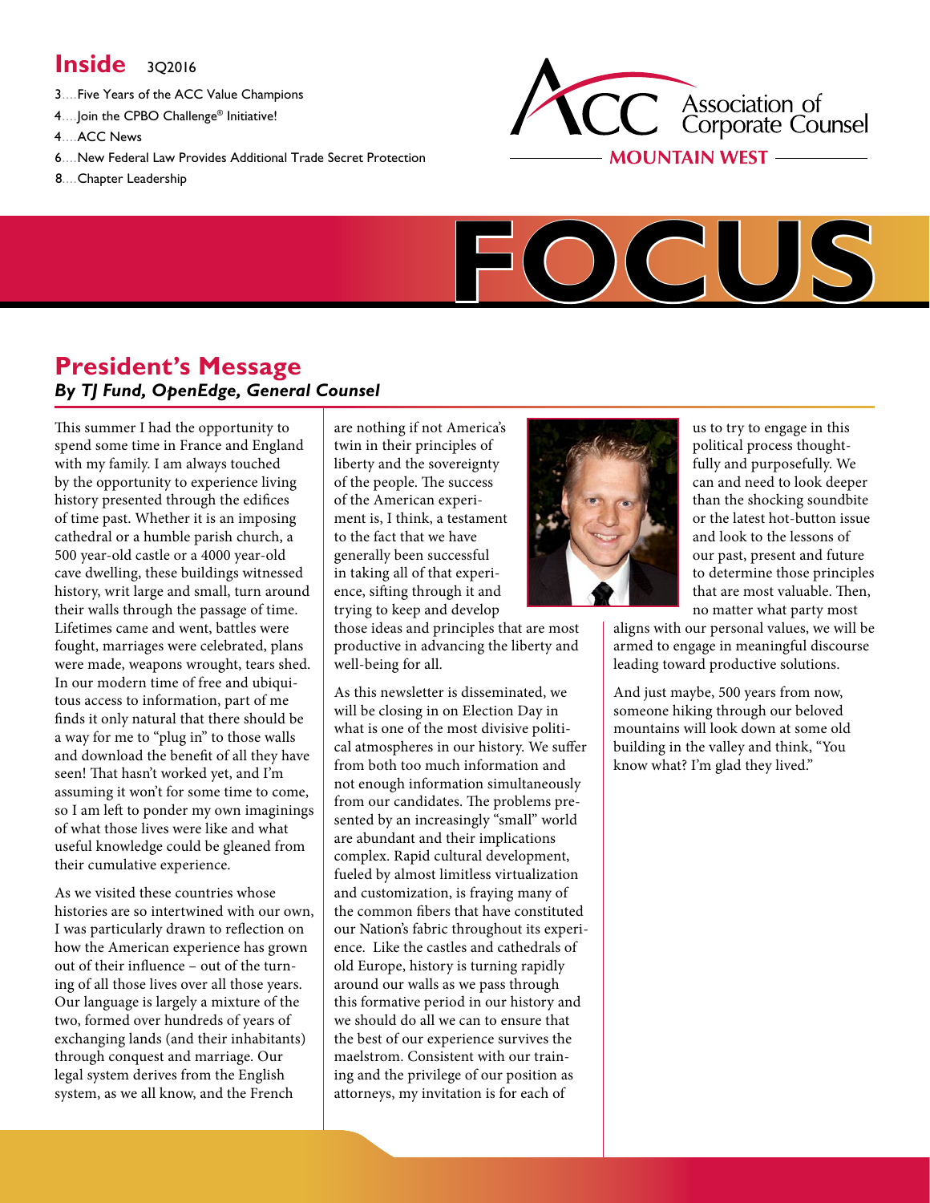# Inside 3Q2016

3....Five Years of the ACC Value Champions

4....Join the CPBO Challenge® Initiative!

4....ACC News

6....New Federal Law Provides Additional Trade Secret Protection

8....Chapter Leadership

ACC Association of Corporate Counsel

MOUNTAIN WEST

# FOCUS

## President's Message

***By TJ Fund, OpenEdge, General Counsel***

This summer I had the opportunity to spend some time in France and England with my family. I am always touched by the opportunity to experience living history presented through the edifices of time past. Whether it is an imposing cathedral or a humble parish church, a 500 year-old castle or a 4000 year-old cave dwelling, these buildings witnessed history, writ large and small, turn around their walls through the passage of time. Lifetimes came and went, battles were fought, marriages were celebrated, plans were made, weapons wrought, tears shed. In our modern time of free and ubiquitous access to information, part of me finds it only natural that there should be a way for me to "plug in" to those walls and download the benefit of all they have seen! That hasn't worked yet, and I'm assuming it won't for some time to come, so I am left to ponder my own imaginings of what those lives were like and what useful knowledge could be gleaned from their cumulative experience.

As we visited these countries whose histories are so intertwined with our own, I was particularly drawn to reflection on how the American experience has grown out of their influence – out of the turning of all those lives over all those years. Our language is largely a mixture of the two, formed over hundreds of years of exchanging lands (and their inhabitants) through conquest and marriage. Our legal system derives from the English system, as we all know, and the French are nothing if not America's twin in their principles of liberty and the sovereignty of the people. The success of the American experiment is, I think, a testament to the fact that we have generally been successful in taking all of that experience, sifting through it and trying to keep and develop those ideas and principles that are most productive in advancing the liberty and well-being for all.

As this newsletter is disseminated, we will be closing in on Election Day in what is one of the most divisive political atmospheres in our history. We suffer from both too much information and not enough information simultaneously from our candidates. The problems presented by an increasingly "small" world are abundant and their implications complex. Rapid cultural development, fueled by almost limitless virtualization and customization, is fraying many of the common fibers that have constituted our Nation's fabric throughout its experience. Like the castles and cathedrals of old Europe, history is turning rapidly around our walls as we pass through this formative period in our history and we should do all we can to ensure that the best of our experience survives the maelstrom. Consistent with our training and the privilege of our position as attorneys, my invitation is for each of us to try to engage in this political process thoughtfully and purposefully. We can and need to look deeper than the shocking soundbite or the latest hot-button issue and look to the lessons of our past, present and future to determine those principles that are most valuable. Then, no matter what party most aligns with our personal values, we will be armed to engage in meaningful discourse leading toward productive solutions.

And just maybe, 500 years from now, someone hiking through our beloved mountains will look down at some old building in the valley and think, "You know what? I'm glad they lived."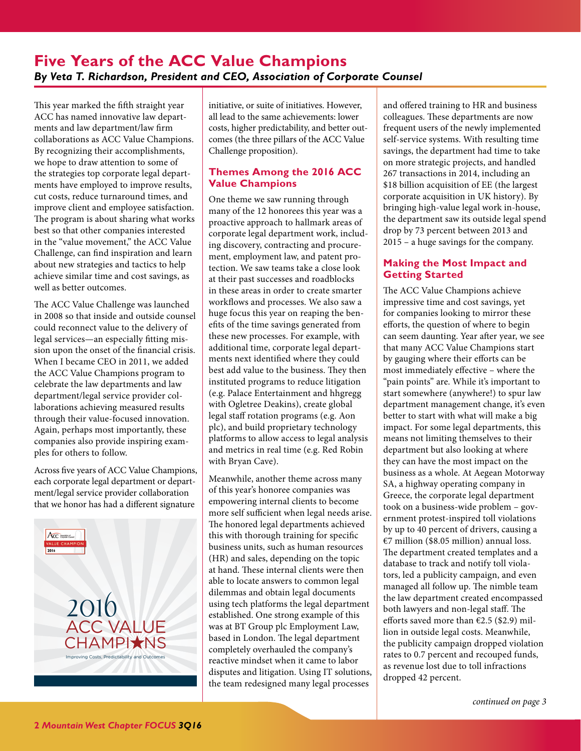# Five Years of the ACC Value Champions

***By Veta T. Richardson, President and CEO, Association of Corporate Counsel***

This year marked the fifth straight year ACC has named innovative law departments and law department/law firm collaborations as ACC Value Champions. By recognizing their accomplishments, we hope to draw attention to some of the strategies top corporate legal departments have employed to improve results, cut costs, reduce turnaround times, and improve client and employee satisfaction. The program is about sharing what works best so that other companies interested in the "value movement," the ACC Value Challenge, can find inspiration and learn about new strategies and tactics to help achieve similar time and cost savings, as well as better outcomes.

The ACC Value Challenge was launched in 2008 so that inside and outside counsel could reconnect value to the delivery of legal services—an especially fitting mission upon the onset of the financial crisis. When I became CEO in 2011, we added the ACC Value Champions program to celebrate the law departments and law department/legal service provider collaborations achieving measured results through their value-focused innovation. Again, perhaps most importantly, these companies also provide inspiring examples for others to follow.

Across five years of ACC Value Champions, each corporate legal department or department/legal service provider collaboration that we honor has had a different signature initiative, or suite of initiatives. However, all lead to the same achievements: lower costs, higher predictability, and better outcomes (the three pillars of the ACC Value Challenge proposition).

## Themes Among the 2016 ACC Value Champions

One theme we saw running through many of the 12 honorees this year was a proactive approach to hallmark areas of corporate legal department work, including discovery, contracting and procurement, employment law, and patent protection. We saw teams take a close look at their past successes and roadblocks in these areas in order to create smarter workflows and processes. We also saw a huge focus this year on reaping the benefits of the time savings generated from these new processes. For example, with additional time, corporate legal departments next identified where they could best add value to the business. They then instituted programs to reduce litigation (e.g. Palace Entertainment and hhgregg with Ogletree Deakins), create global legal staff rotation programs (e.g. Aon plc), and build proprietary technology platforms to allow access to legal analysis and metrics in real time (e.g. Red Robin with Bryan Cave).

Meanwhile, another theme across many of this year's honoree companies was empowering internal clients to become more self sufficient when legal needs arise. The honored legal departments achieved this with thorough training for specific business units, such as human resources (HR) and sales, depending on the topic at hand. These internal clients were then able to locate answers to common legal dilemmas and obtain legal documents using tech platforms the legal department established. One strong example of this was at BT Group plc Employment Law, based in London. The legal department completely overhauled the company's reactive mindset when it came to labor disputes and litigation. Using IT solutions, the team redesigned many legal processes and offered training to HR and business colleagues. These departments are now frequent users of the newly implemented self-service systems. With resulting time savings, the department had time to take on more strategic projects, and handled 267 transactions in 2014, including an $18 billion acquisition of EE (the largest corporate acquisition in UK history). By bringing high-value legal work in-house, the department saw its outside legal spend drop by 73 percent between 2013 and 2015 – a huge savings for the company.

## Making the Most Impact and Getting Started

The ACC Value Champions achieve impressive time and cost savings, yet for companies looking to mirror these efforts, the question of where to begin can seem daunting. Year after year, we see that many ACC Value Champions start by gauging where their efforts can be most immediately effective – where the "pain points" are. While it's important to start somewhere (anywhere!) to spur law department management change, it's even better to start with what will make a big impact. For some legal departments, this means not limiting themselves to their department but also looking at where they can have the most impact on the business as a whole. At Aegean Motorway SA, a highway operating company in Greece, the corporate legal department took on a business-wide problem – government protest-inspired toll violations by up to 40 percent of drivers, causing a €7 million ($8.05 million) annual loss. The department created templates and a database to track and notify toll violators, led a publicity campaign, and even managed all follow up. The nimble team the law department created encompassed both lawyers and non-legal staff. The efforts saved more than €2.5 ($2.9) million in outside legal costs. Meanwhile, the publicity campaign dropped violation rates to 0.7 percent and recouped funds, as revenue lost due to toll infractions dropped 42 percent.

*continued on page 3*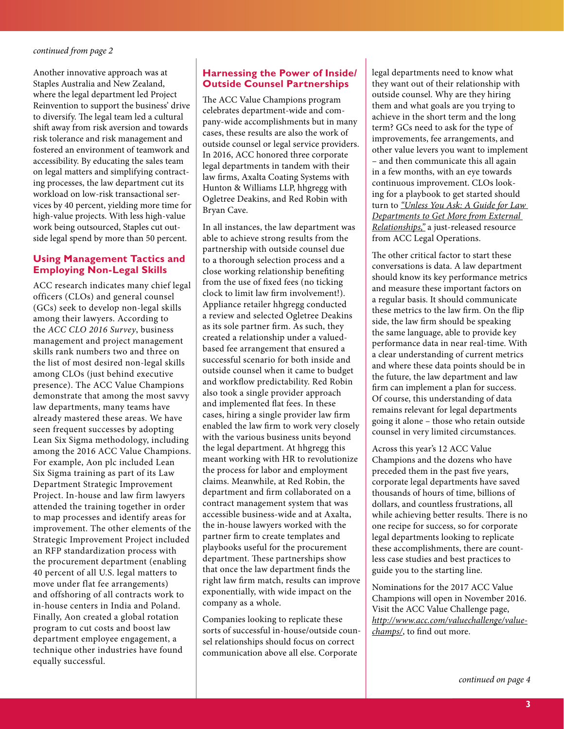*continued from page 2*

Another innovative approach was at Staples Australia and New Zealand, where the legal department led Project Reinvention to support the business' drive to diversify. The legal team led a cultural shift away from risk aversion and towards risk tolerance and risk management and fostered an environment of teamwork and accessibility. By educating the sales team on legal matters and simplifying contracting processes, the law department cut its workload on low-risk transactional services by 40 percent, yielding more time for high-value projects. With less high-value work being outsourced, Staples cut outside legal spend by more than 50 percent.

## Using Management Tactics and Employing Non-Legal Skills

ACC research indicates many chief legal officers (CLOs) and general counsel (GCs) seek to develop non-legal skills among their lawyers. According to the *ACC CLO 2016 Survey*, business management and project management skills rank numbers two and three on the list of most desired non-legal skills among CLOs (just behind executive presence). The ACC Value Champions demonstrate that among the most savvy law departments, many teams have already mastered these areas. We have seen frequent successes by adopting Lean Six Sigma methodology, including among the 2016 ACC Value Champions. For example, Aon plc included Lean Six Sigma training as part of its Law Department Strategic Improvement Project. In-house and law firm lawyers attended the training together in order to map processes and identify areas for improvement. The other elements of the Strategic Improvement Project included an RFP standardization process with the procurement department (enabling 40 percent of all U.S. legal matters to move under flat fee arrangements) and offshoring of all contracts work to in-house centers in India and Poland. Finally, Aon created a global rotation program to cut costs and boost law department employee engagement, a technique other industries have found equally successful.

## Harnessing the Power of Inside/Outside Counsel Partnerships

The ACC Value Champions program celebrates department-wide and company-wide accomplishments but in many cases, these results are also the work of outside counsel or legal service providers. In 2016, ACC honored three corporate legal departments in tandem with their law firms, Axalta Coating Systems with Hunton & Williams LLP, hhgregg with Ogletree Deakins, and Red Robin with Bryan Cave.

In all instances, the law department was able to achieve strong results from the partnership with outside counsel due to a thorough selection process and a close working relationship benefiting from the use of fixed fees (no ticking clock to limit law firm involvement!). Appliance retailer hhgregg conducted a review and selected Ogletree Deakins as its sole partner firm. As such, they created a relationship under a valued-based fee arrangement that ensured a successful scenario for both inside and outside counsel when it came to budget and workflow predictability. Red Robin also took a single provider approach and implemented flat fees. In these cases, hiring a single provider law firm enabled the law firm to work very closely with the various business units beyond the legal department. At hhgregg this meant working with HR to revolutionize the process for labor and employment claims. Meanwhile, at Red Robin, the department and firm collaborated on a contract management system that was accessible business-wide and at Axalta, the in-house lawyers worked with the partner firm to create templates and playbooks useful for the procurement department. These partnerships show that once the law department finds the right law firm match, results can improve exponentially, with wide impact on the company as a whole.

Companies looking to replicate these sorts of successful in-house/outside counsel relationships should focus on correct communication above all else. Corporate legal departments need to know what they want out of their relationship with outside counsel. Why are they hiring them and what goals are you trying to achieve in the short term and the long term? GCs need to ask for the type of improvements, fee arrangements, and other value levers you want to implement – and then communicate this all again in a few months, with an eye towards continuous improvement. CLOs looking for a playbook to get started should turn to *"Unless You Ask: A Guide for Law Departments to Get More from External Relationships,"* a just-released resource from ACC Legal Operations.

The other critical factor to start these conversations is data. A law department should know its key performance metrics and measure these important factors on a regular basis. It should communicate these metrics to the law firm. On the flip side, the law firm should be speaking the same language, able to provide key performance data in near real-time. With a clear understanding of current metrics and where these data points should be in the future, the law department and law firm can implement a plan for success. Of course, this understanding of data remains relevant for legal departments going it alone – those who retain outside counsel in very limited circumstances.

Across this year's 12 ACC Value Champions and the dozens who have preceded them in the past five years, corporate legal departments have saved thousands of hours of time, billions of dollars, and countless frustrations, all while achieving better results. There is no one recipe for success, so for corporate legal departments looking to replicate these accomplishments, there are countless case studies and best practices to guide you to the starting line.

Nominations for the 2017 ACC Value Champions will open in November 2016. Visit the ACC Value Challenge page, *http://www.acc.com/valuechallenge/valuechamps/*, to find out more.

*continued on page 4*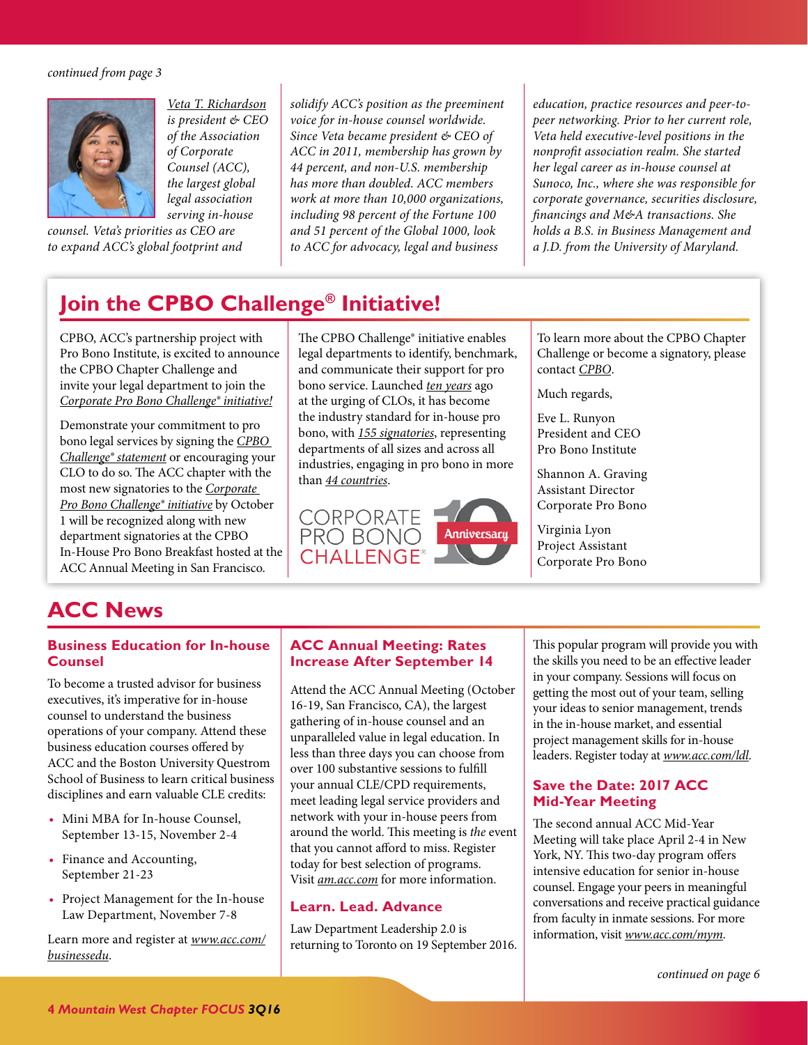*continued from page 3*

*Veta T. Richardson is president & CEO of the Association of Corporate Counsel (ACC), the largest global legal association serving in-house counsel. Veta's priorities as CEO are to expand ACC's global footprint and solidify ACC's position as the preeminent voice for in-house counsel worldwide. Since Veta became president & CEO of ACC in 2011, membership has grown by 44 percent, and non-U.S. membership has more than doubled. ACC members work at more than 10,000 organizations, including 98 percent of the Fortune 100 and 51 percent of the Global 1000, look to ACC for advocacy, legal and business education, practice resources and peer-to-peer networking. Prior to her current role, Veta held executive-level positions in the nonprofit association realm. She started her legal career as in-house counsel at Sunoco, Inc., where she was responsible for corporate governance, securities disclosure, financings and M&A transactions. She holds a B.S. in Business Management and a J.D. from the University of Maryland.*

## Join the CPBO Challenge® Initiative!

CPBO, ACC's partnership project with Pro Bono Institute, is excited to announce the CPBO Chapter Challenge and invite your legal department to join the Corporate Pro Bono Challenge® initiative!

Demonstrate your commitment to pro bono legal services by signing the CPBO Challenge® statement or encouraging your CLO to do so. The ACC chapter with the most new signatories to the Corporate Pro Bono Challenge® initiative by October 1 will be recognized along with new department signatories at the CPBO In-House Pro Bono Breakfast hosted at the ACC Annual Meeting in San Francisco.

The CPBO Challenge® initiative enables legal departments to identify, benchmark, and communicate their support for pro bono service. Launched ten years ago at the urging of CLOs, it has become the industry standard for in-house pro bono, with 155 signatories, representing departments of all sizes and across all industries, engaging in pro bono in more than 44 countries.

CORPORATE PRO BONO CHALLENGE® 10 Anniversary

To learn more about the CPBO Chapter Challenge or become a signatory, please contact CPBO.

Much regards,

Eve L. Runyon
President and CEO
Pro Bono Institute

Shannon A. Graving
Assistant Director
Corporate Pro Bono

Virginia Lyon
Project Assistant
Corporate Pro Bono

# ACC News

### Business Education for In-house Counsel

To become a trusted advisor for business executives, it's imperative for in-house counsel to understand the business operations of your company. Attend these business education courses offered by ACC and the Boston University Questrom School of Business to learn critical business disciplines and earn valuable CLE credits:

- Mini MBA for In-house Counsel, September 13-15, November 2-4
- Finance and Accounting, September 21-23
- Project Management for the In-house Law Department, November 7-8

Learn more and register at *www.acc.com/businessedu*.

### ACC Annual Meeting: Rates Increase After September 14

Attend the ACC Annual Meeting (October 16-19, San Francisco, CA), the largest gathering of in-house counsel and an unparalleled value in legal education. In less than three days you can choose from over 100 substantive sessions to fulfill your annual CLE/CPD requirements, meet leading legal service providers and network with your in-house peers from around the world. This meeting is *the* event that you cannot afford to miss. Register today for best selection of programs. Visit *am.acc.com* for more information.

### Learn. Lead. Advance

Law Department Leadership 2.0 is returning to Toronto on 19 September 2016. This popular program will provide you with the skills you need to be an effective leader in your company. Sessions will focus on getting the most out of your team, selling your ideas to senior management, trends in the in-house market, and essential project management skills for in-house leaders. Register today at *www.acc.com/ldl*.

### Save the Date: 2017 ACC Mid-Year Meeting

The second annual ACC Mid-Year Meeting will take place April 2-4 in New York, NY. This two-day program offers intensive education for senior in-house counsel. Engage your peers in meaningful conversations and receive practical guidance from faculty in inmate sessions. For more information, visit *www.acc.com/mym*.

*continued on page 6*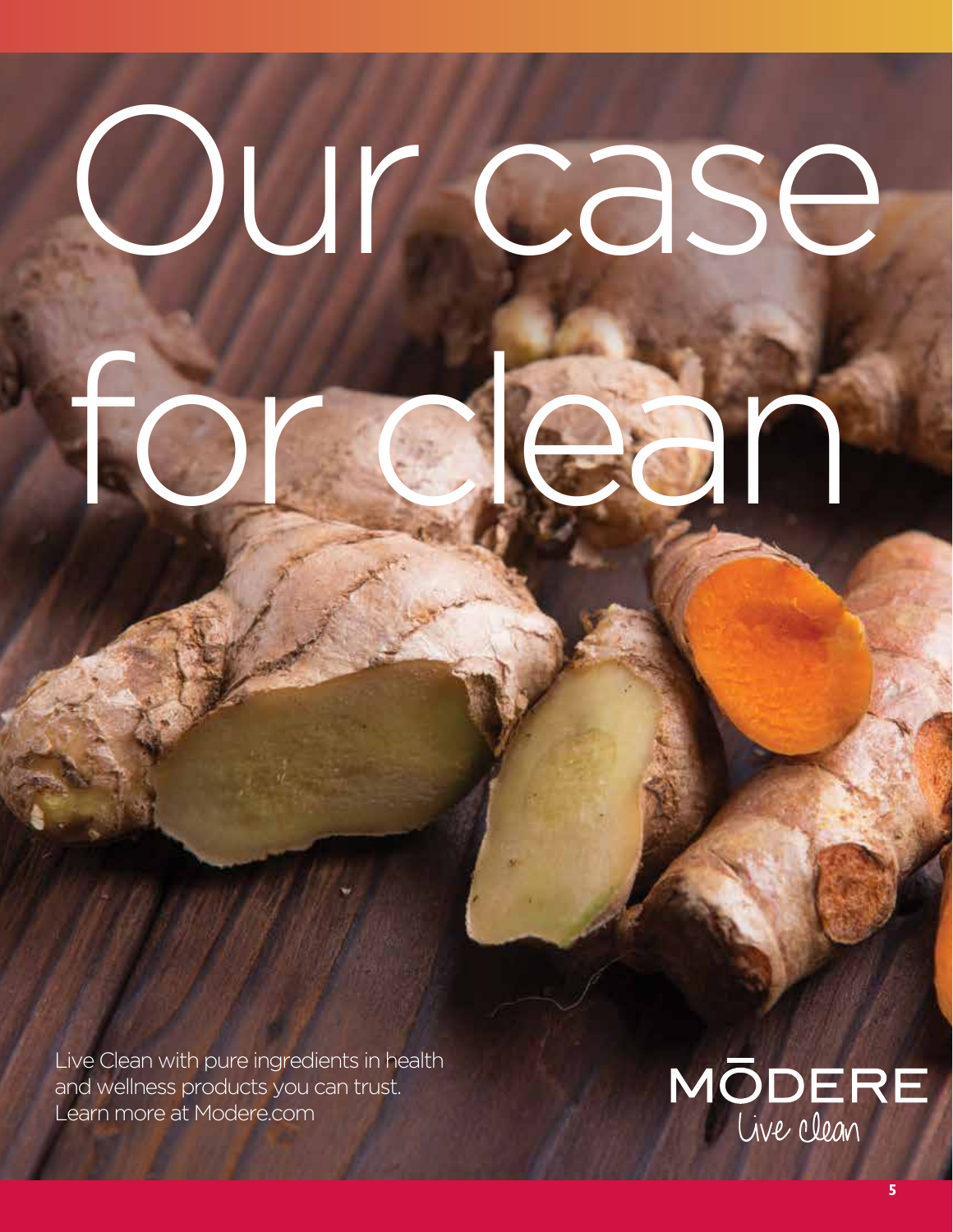# Our case for clean

Live Clean with pure ingredients in health and wellness products you can trust. Learn more at Modere.com

MODERE
Live clean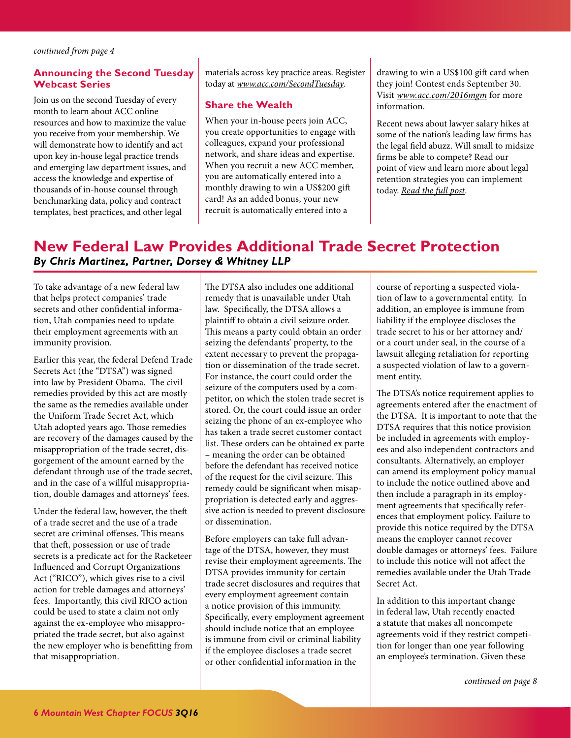*continued from page 4*

## Announcing the Second Tuesday Webcast Series

Join us on the second Tuesday of every month to learn about ACC online resources and how to maximize the value you receive from your membership. We will demonstrate how to identify and act upon key in-house legal practice trends and emerging law department issues, and access the knowledge and expertise of thousands of in-house counsel through benchmarking data, policy and contract templates, best practices, and other legal materials across key practice areas. Register today at *www.acc.com/SecondTuesday*.

## Share the Wealth

When your in-house peers join ACC, you create opportunities to engage with colleagues, expand your professional network, and share ideas and expertise. When you recruit a new ACC member, you are automatically entered into a monthly drawing to win a US$200 gift card! As an added bonus, your new recruit is automatically entered into a drawing to win a US$100 gift card when they join! Contest ends September 30. Visit *www.acc.com/2016mgm* for more information.

Recent news about lawyer salary hikes at some of the nation's leading law firms has the legal field abuzz. Will small to midsize firms be able to compete? Read our point of view and learn more about legal retention strategies you can implement today. *Read the full post*.

# New Federal Law Provides Additional Trade Secret Protection

***By Chris Martinez, Partner, Dorsey & Whitney LLP***

To take advantage of a new federal law that helps protect companies' trade secrets and other confidential information, Utah companies need to update their employment agreements with an immunity provision.

Earlier this year, the federal Defend Trade Secrets Act (the "DTSA") was signed into law by President Obama. The civil remedies provided by this act are mostly the same as the remedies available under the Uniform Trade Secret Act, which Utah adopted years ago. Those remedies are recovery of the damages caused by the misappropriation of the trade secret, disgorgement of the amount earned by the defendant through use of the trade secret, and in the case of a willful misappropriation, double damages and attorneys' fees.

Under the federal law, however, the theft of a trade secret and the use of a trade secret are criminal offenses. This means that theft, possession or use of trade secrets is a predicate act for the Racketeer Influenced and Corrupt Organizations Act ("RICO"), which gives rise to a civil action for treble damages and attorneys' fees. Importantly, this civil RICO action could be used to state a claim not only against the ex-employee who misappropriated the trade secret, but also against the new employer who is benefitting from that misappropriation.

The DTSA also includes one additional remedy that is unavailable under Utah law. Specifically, the DTSA allows a plaintiff to obtain a civil seizure order. This means a party could obtain an order seizing the defendants' property, to the extent necessary to prevent the propagation or dissemination of the trade secret. For instance, the court could order the seizure of the computers used by a competitor, on which the stolen trade secret is stored. Or, the court could issue an order seizing the phone of an ex-employee who has taken a trade secret customer contact list. These orders can be obtained ex parte – meaning the order can be obtained before the defendant has received notice of the request for the civil seizure. This remedy could be significant when misappropriation is detected early and aggressive action is needed to prevent disclosure or dissemination.

Before employers can take full advantage of the DTSA, however, they must revise their employment agreements. The DTSA provides immunity for certain trade secret disclosures and requires that every employment agreement contain a notice provision of this immunity. Specifically, every employment agreement should include notice that an employee is immune from civil or criminal liability if the employee discloses a trade secret or other confidential information in the course of reporting a suspected violation of law to a governmental entity. In addition, an employee is immune from liability if the employee discloses the trade secret to his or her attorney and/or a court under seal, in the course of a lawsuit alleging retaliation for reporting a suspected violation of law to a government entity.

The DTSA's notice requirement applies to agreements entered after the enactment of the DTSA. It is important to note that the DTSA requires that this notice provision be included in agreements with employees and also independent contractors and consultants. Alternatively, an employer can amend its employment policy manual to include the notice outlined above and then include a paragraph in its employment agreements that specifically references that employment policy. Failure to provide this notice required by the DTSA means the employer cannot recover double damages or attorneys' fees. Failure to include this notice will not affect the remedies available under the Utah Trade Secret Act.

In addition to this important change in federal law, Utah recently enacted a statute that makes all noncompete agreements void if they restrict competition for longer than one year following an employee's termination. Given these

*continued on page 8*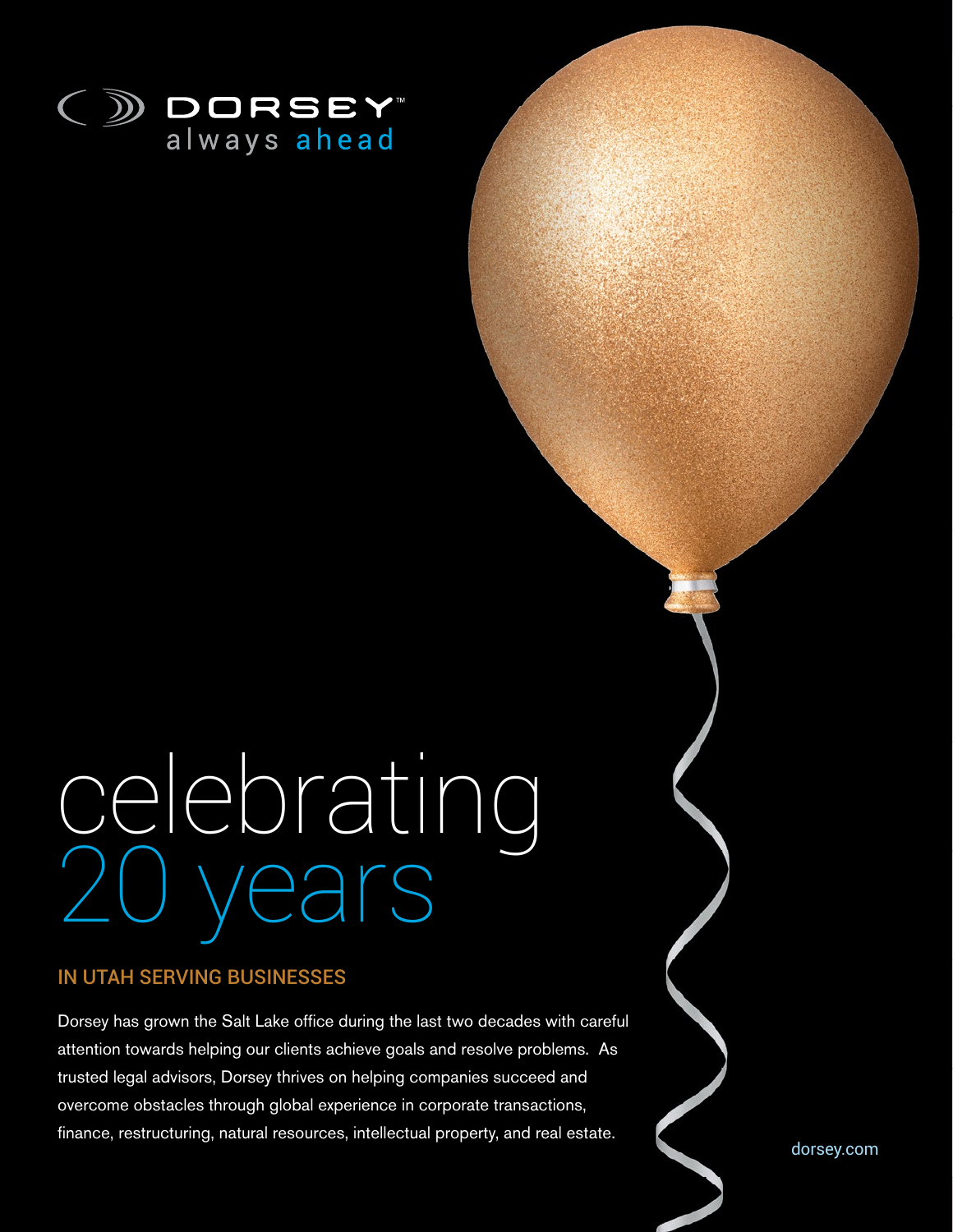DORSEY™
always ahead

# celebrating 20 years

## IN UTAH SERVING BUSINESSES

Dorsey has grown the Salt Lake office during the last two decades with careful attention towards helping our clients achieve goals and resolve problems. As trusted legal advisors, Dorsey thrives on helping companies succeed and overcome obstacles through global experience in corporate transactions, finance, restructuring, natural resources, intellectual property, and real estate.

dorsey.com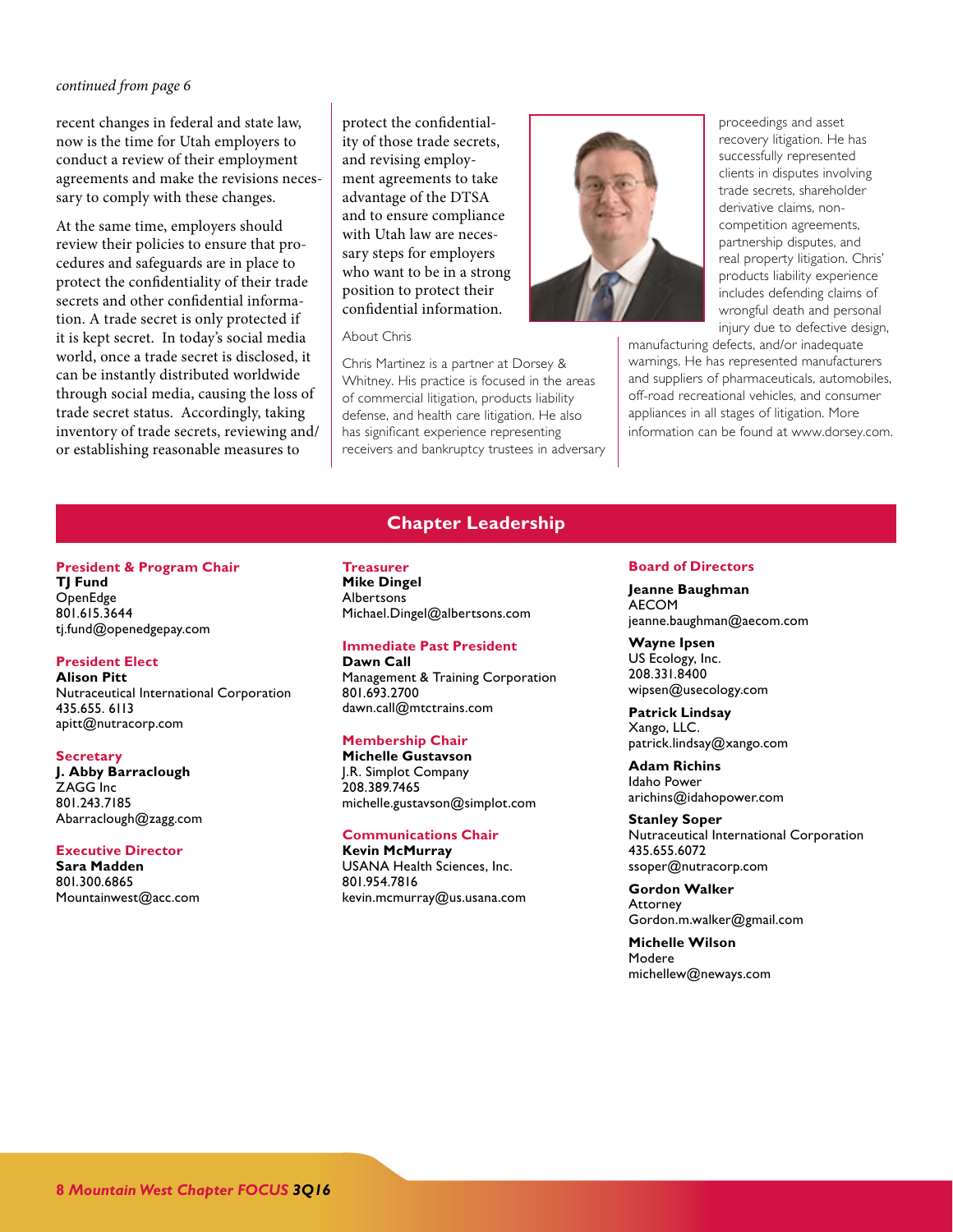*continued from page 6*

recent changes in federal and state law, now is the time for Utah employers to conduct a review of their employment agreements and make the revisions necessary to comply with these changes.

At the same time, employers should review their policies to ensure that procedures and safeguards are in place to protect the confidentiality of their trade secrets and other confidential information. A trade secret is only protected if it is kept secret. In today's social media world, once a trade secret is disclosed, it can be instantly distributed worldwide through social media, causing the loss of trade secret status. Accordingly, taking inventory of trade secrets, reviewing and/or establishing reasonable measures to protect the confidentiality of those trade secrets, and revising employment agreements to take advantage of the DTSA and to ensure compliance with Utah law are necessary steps for employers who want to be in a strong position to protect their confidential information.

About Chris

Chris Martinez is a partner at Dorsey & Whitney. His practice is focused in the areas of commercial litigation, products liability defense, and health care litigation. He also has significant experience representing receivers and bankruptcy trustees in adversary proceedings and asset recovery litigation. He has successfully represented clients in disputes involving trade secrets, shareholder derivative claims, non-competition agreements, partnership disputes, and real property litigation. Chris' products liability experience includes defending claims of wrongful death and personal injury due to defective design, manufacturing defects, and/or inadequate warnings. He has represented manufacturers and suppliers of pharmaceuticals, automobiles, off-road recreational vehicles, and consumer appliances in all stages of litigation. More information can be found at www.dorsey.com.

## Chapter Leadership

**President & Program Chair**
**TJ Fund**
OpenEdge
801.615.3644
tj.fund@openedgepay.com

**President Elect**
**Alison Pitt**
Nutraceutical International Corporation
435.655. 6113
apitt@nutracorp.com

**Secretary**
**J. Abby Barraclough**
ZAGG Inc
801.243.7185
Abarraclough@zagg.com

**Executive Director**
**Sara Madden**
801.300.6865
Mountainwest@acc.com

**Treasurer**
**Mike Dingel**
Albertsons
Michael.Dingel@albertsons.com

**Immediate Past President**
**Dawn Call**
Management & Training Corporation
801.693.2700
dawn.call@mtctrains.com

**Membership Chair**
**Michelle Gustavson**
J.R. Simplot Company
208.389.7465
michelle.gustavson@simplot.com

**Communications Chair**
**Kevin McMurray**
USANA Health Sciences, Inc.
801.954.7816
kevin.mcmurray@us.usana.com

**Board of Directors**

**Jeanne Baughman**
AECOM
jeanne.baughman@aecom.com

**Wayne Ipsen**
US Ecology, Inc.
208.331.8400
wipsen@usecology.com

**Patrick Lindsay**
Xango, LLC.
patrick.lindsay@xango.com

**Adam Richins**
Idaho Power
arichins@idahopower.com

**Stanley Soper**
Nutraceutical International Corporation
435.655.6072
ssoper@nutracorp.com

**Gordon Walker**
Attorney
Gordon.m.walker@gmail.com

**Michelle Wilson**
Modere
michellew@neways.com